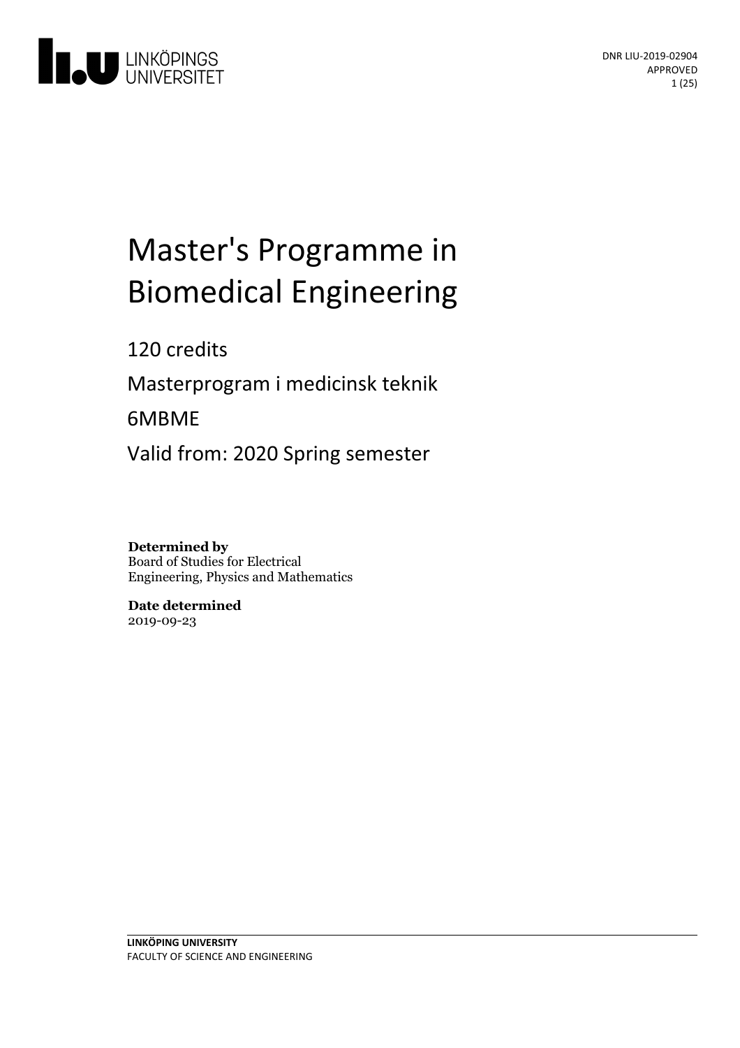DNR LIU-2019-02904
APPROVED

# Master's Programme in Biomedical Engineering

120 credits

Masterprogram i medicinsk teknik

6MBME

Valid from: 2020 Spring semester

**Determined by**
Board of Studies for Electrical Engineering, Physics and Mathematics

**Date determined**
2019-09-23

**LINKÖPING UNIVERSITY**
FACULTY OF SCIENCE AND ENGINEERING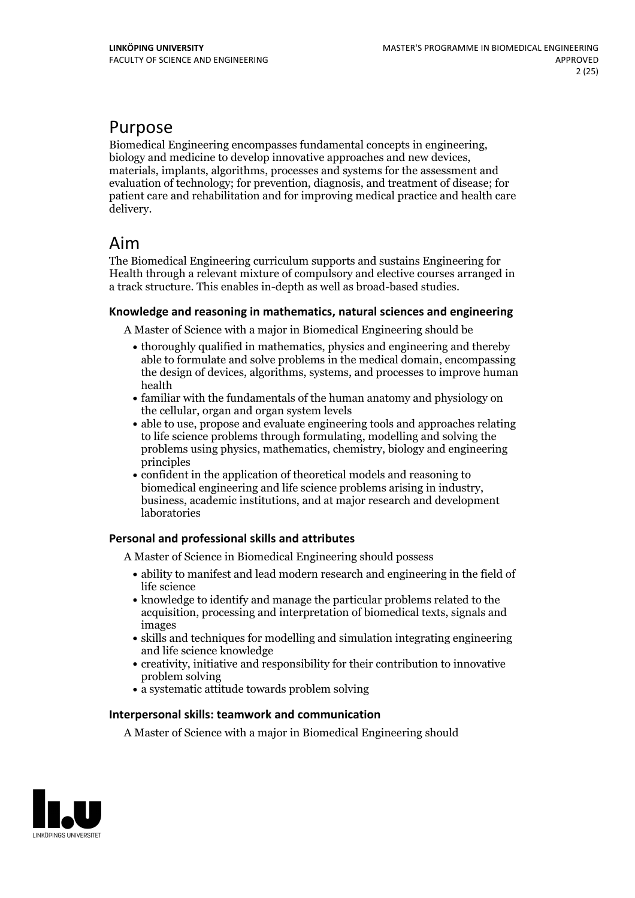# Purpose

Biomedical Engineering encompasses fundamental concepts in engineering, biology and medicine to develop innovative approaches and new devices, materials, implants, algorithms, processes and systems for the assessment and evaluation of technology; for prevention, diagnosis, and treatment of disease; for patient care and rehabilitation and for improving medical practice and health care delivery.

# Aim

The Biomedical Engineering curriculum supports and sustains Engineering for Health through a relevant mixture of compulsory and elective courses arranged in a track structure. This enables in-depth as well as broad-based studies.

### Knowledge and reasoning in mathematics, natural sciences and engineering

A Master of Science with a major in Biomedical Engineering should be

- thoroughly qualified in mathematics, physics and engineering and thereby able to formulate and solve problems in the medical domain, encompassing the design of devices, algorithms, systems, and processes to improve human health
- familiar with the fundamentals of the human anatomy and physiology on the cellular, organ and organ system levels
- able to use, propose and evaluate engineering tools and approaches relating to life science problems through formulating, modelling and solving the problems using physics, mathematics, chemistry, biology and engineering principles
- confident in the application of theoretical models and reasoning to biomedical engineering and life science problems arising in industry, business, academic institutions, and at major research and development laboratories

### Personal and professional skills and attributes

A Master of Science in Biomedical Engineering should possess

- ability to manifest and lead modern research and engineering in the field of life science
- knowledge to identify and manage the particular problems related to the acquisition, processing and interpretation of biomedical texts, signals and images
- skills and techniques for modelling and simulation integrating engineering and life science knowledge
- creativity, initiative and responsibility for their contribution to innovative problem solving
- a systematic attitude towards problem solving

### Interpersonal skills: teamwork and communication

A Master of Science with a major in Biomedical Engineering should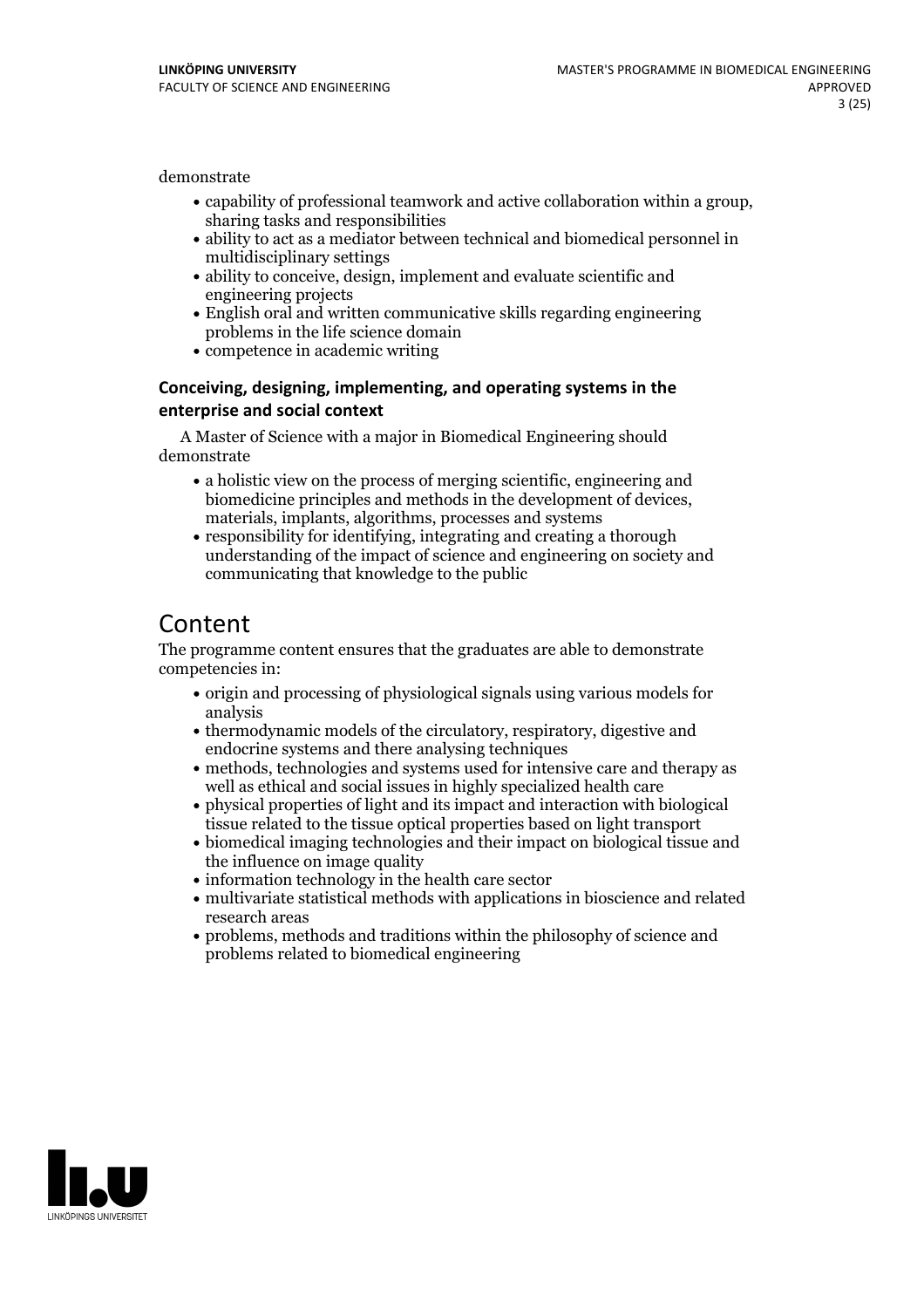demonstrate

- capability of professional teamwork and active collaboration within a group, sharing tasks and responsibilities
- ability to act as a mediator between technical and biomedical personnel in multidisciplinary settings
- ability to conceive, design, implement and evaluate scientific and engineering projects
- English oral and written communicative skills regarding engineering problems in the life science domain
- competence in academic writing

### Conceiving, designing, implementing, and operating systems in the enterprise and social context

A Master of Science with a major in Biomedical Engineering should demonstrate

- a holistic view on the process of merging scientific, engineering and biomedicine principles and methods in the development of devices, materials, implants, algorithms, processes and systems
- responsibility for identifying, integrating and creating a thorough understanding of the impact of science and engineering on society and communicating that knowledge to the public

## Content

The programme content ensures that the graduates are able to demonstrate competencies in:

- origin and processing of physiological signals using various models for analysis
- thermodynamic models of the circulatory, respiratory, digestive and endocrine systems and there analysing techniques
- methods, technologies and systems used for intensive care and therapy as well as ethical and social issues in highly specialized health care
- physical properties of light and its impact and interaction with biological tissue related to the tissue optical properties based on light transport
- biomedical imaging technologies and their impact on biological tissue and the influence on image quality
- information technology in the health care sector
- multivariate statistical methods with applications in bioscience and related research areas
- problems, methods and traditions within the philosophy of science and problems related to biomedical engineering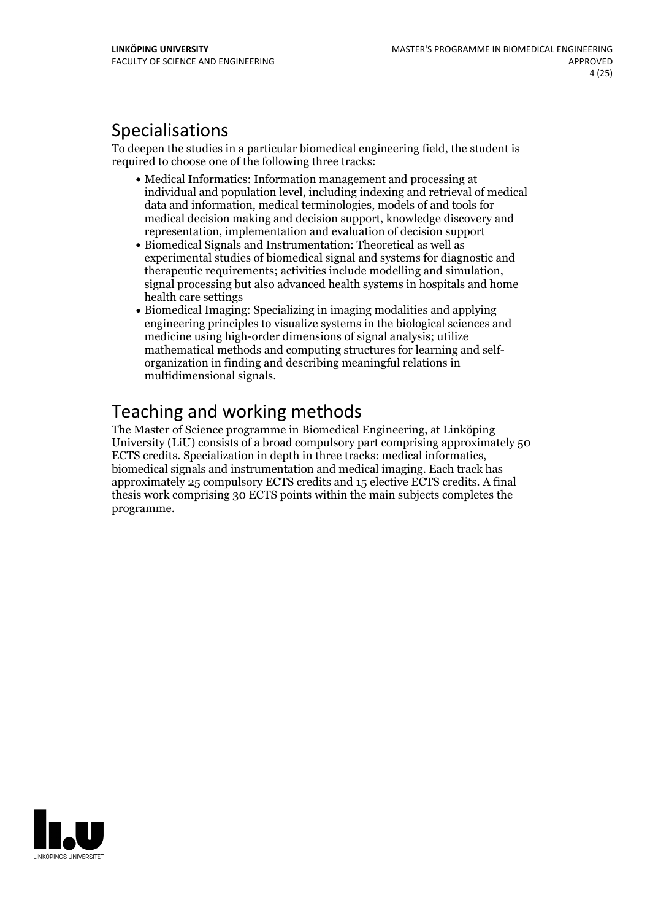## Specialisations

To deepen the studies in a particular biomedical engineering field, the student is required to choose one of the following three tracks:

- Medical Informatics: Information management and processing at individual and population level, including indexing and retrieval of medical data and information, medical terminologies, models of and tools for medical decision making and decision support, knowledge discovery and representation, implementation and evaluation of decision support
- Biomedical Signals and Instrumentation: Theoretical as well as experimental studies of biomedical signal and systems for diagnostic and therapeutic requirements; activities include modelling and simulation, signal processing but also advanced health systems in hospitals and home health care settings
- Biomedical Imaging: Specializing in imaging modalities and applying engineering principles to visualize systems in the biological sciences and medicine using high-order dimensions of signal analysis; utilize mathematical methods and computing structures for learning and self-organization in finding and describing meaningful relations in multidimensional signals.

## Teaching and working methods

The Master of Science programme in Biomedical Engineering, at Linköping University (LiU) consists of a broad compulsory part comprising approximately 50 ECTS credits. Specialization in depth in three tracks: medical informatics, biomedical signals and instrumentation and medical imaging. Each track has approximately 25 compulsory ECTS credits and 15 elective ECTS credits. A final thesis work comprising 30 ECTS points within the main subjects completes the programme.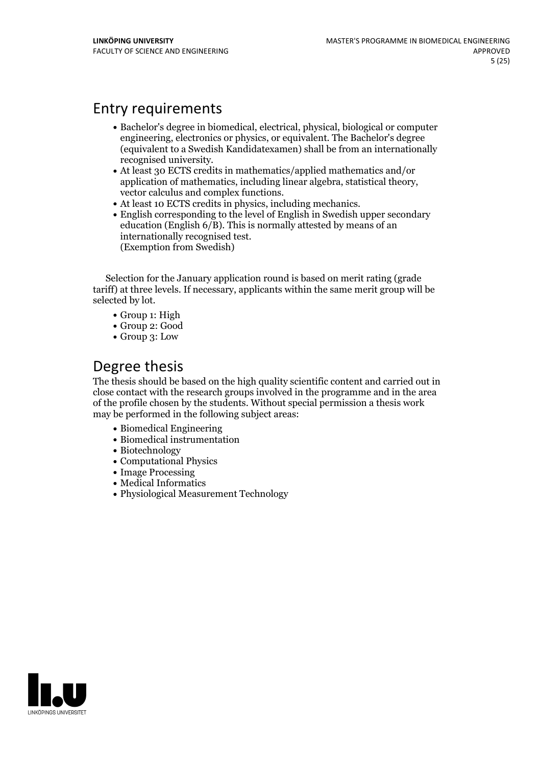## Entry requirements

- Bachelor's degree in biomedical, electrical, physical, biological or computer engineering, electronics or physics, or equivalent. The Bachelor's degree (equivalent to a Swedish Kandidatexamen) shall be from an internationally recognised university.
- At least 30 ECTS credits in mathematics/applied mathematics and/or application of mathematics, including linear algebra, statistical theory, vector calculus and complex functions.
- At least 10 ECTS credits in physics, including mechanics.
- English corresponding to the level of English in Swedish upper secondary education (English 6/B). This is normally attested by means of an internationally recognised test.
  (Exemption from Swedish)

Selection for the January application round is based on merit rating (grade tariff) at three levels. If necessary, applicants within the same merit group will be selected by lot.

- Group 1: High
- Group 2: Good
- Group 3: Low

## Degree thesis

The thesis should be based on the high quality scientific content and carried out in close contact with the research groups involved in the programme and in the area of the profile chosen by the students. Without special permission a thesis work may be performed in the following subject areas:

- Biomedical Engineering
- Biomedical instrumentation
- Biotechnology
- Computational Physics
- Image Processing
- Medical Informatics
- Physiological Measurement Technology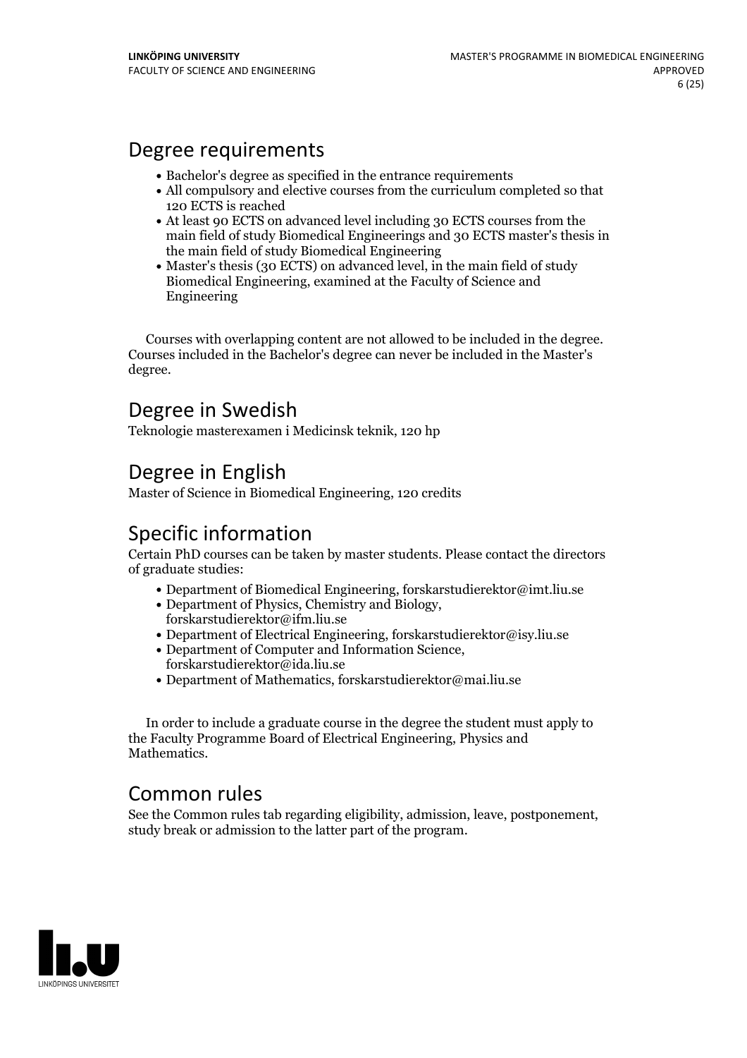## Degree requirements

- Bachelor's degree as specified in the entrance requirements
- All compulsory and elective courses from the curriculum completed so that 120 ECTS is reached
- At least 90 ECTS on advanced level including 30 ECTS courses from the main field of study Biomedical Engineerings and 30 ECTS master's thesis in the main field of study Biomedical Engineering
- Master's thesis (30 ECTS) on advanced level, in the main field of study Biomedical Engineering, examined at the Faculty of Science and Engineering

Courses with overlapping content are not allowed to be included in the degree. Courses included in the Bachelor's degree can never be included in the Master's degree.

## Degree in Swedish

Teknologie masterexamen i Medicinsk teknik, 120 hp

## Degree in English

Master of Science in Biomedical Engineering, 120 credits

## Specific information

Certain PhD courses can be taken by master students. Please contact the directors of graduate studies:

- Department of Biomedical Engineering, forskarstudierektor@imt.liu.se
- Department of Physics, Chemistry and Biology, forskarstudierektor@ifm.liu.se
- Department of Electrical Engineering, forskarstudierektor@isy.liu.se
- Department of Computer and Information Science, forskarstudierektor@ida.liu.se
- Department of Mathematics, forskarstudierektor@mai.liu.se

In order to include a graduate course in the degree the student must apply to the Faculty Programme Board of Electrical Engineering, Physics and Mathematics.

## Common rules

See the Common rules tab regarding eligibility, admission, leave, postponement, study break or admission to the latter part of the program.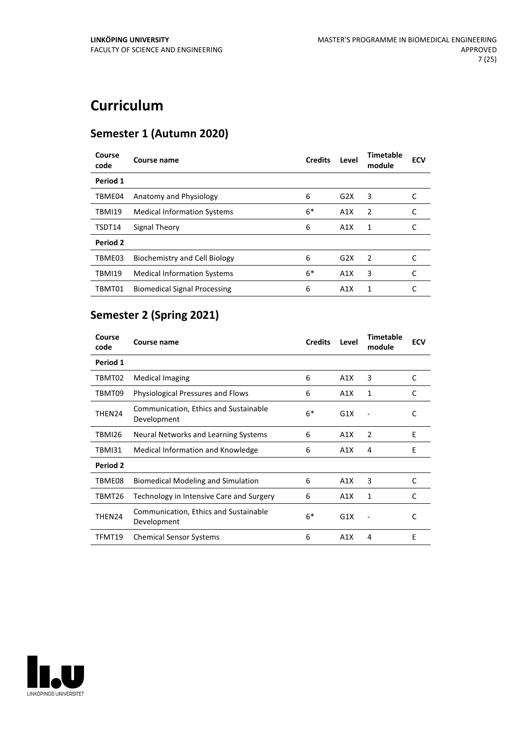# Curriculum

## Semester 1 (Autumn 2020)

| Course code | Course name | Credits | Level | Timetable module | ECV |
|---|---|---|---|---|---|
| **Period 1** | | | | | |
| TBME04 | Anatomy and Physiology | 6 | G2X | 3 | C |
| TBMI19 | Medical Information Systems | 6* | A1X | 2 | C |
| TSDT14 | Signal Theory | 6 | A1X | 1 | C |
| **Period 2** | | | | | |
| TBME03 | Biochemistry and Cell Biology | 6 | G2X | 2 | C |
| TBMI19 | Medical Information Systems | 6* | A1X | 3 | C |
| TBMT01 | Biomedical Signal Processing | 6 | A1X | 1 | C |

## Semester 2 (Spring 2021)

| Course code | Course name | Credits | Level | Timetable module | ECV |
|---|---|---|---|---|---|
| **Period 1** | | | | | |
| TBMT02 | Medical Imaging | 6 | A1X | 3 | C |
| TBMT09 | Physiological Pressures and Flows | 6 | A1X | 1 | C |
| THEN24 | Communication, Ethics and Sustainable Development | 6* | G1X | - | C |
| TBMI26 | Neural Networks and Learning Systems | 6 | A1X | 2 | E |
| TBMI31 | Medical Information and Knowledge | 6 | A1X | 4 | E |
| **Period 2** | | | | | |
| TBME08 | Biomedical Modeling and Simulation | 6 | A1X | 3 | C |
| TBMT26 | Technology in Intensive Care and Surgery | 6 | A1X | 1 | C |
| THEN24 | Communication, Ethics and Sustainable Development | 6* | G1X | - | C |
| TFMT19 | Chemical Sensor Systems | 6 | A1X | 4 | E |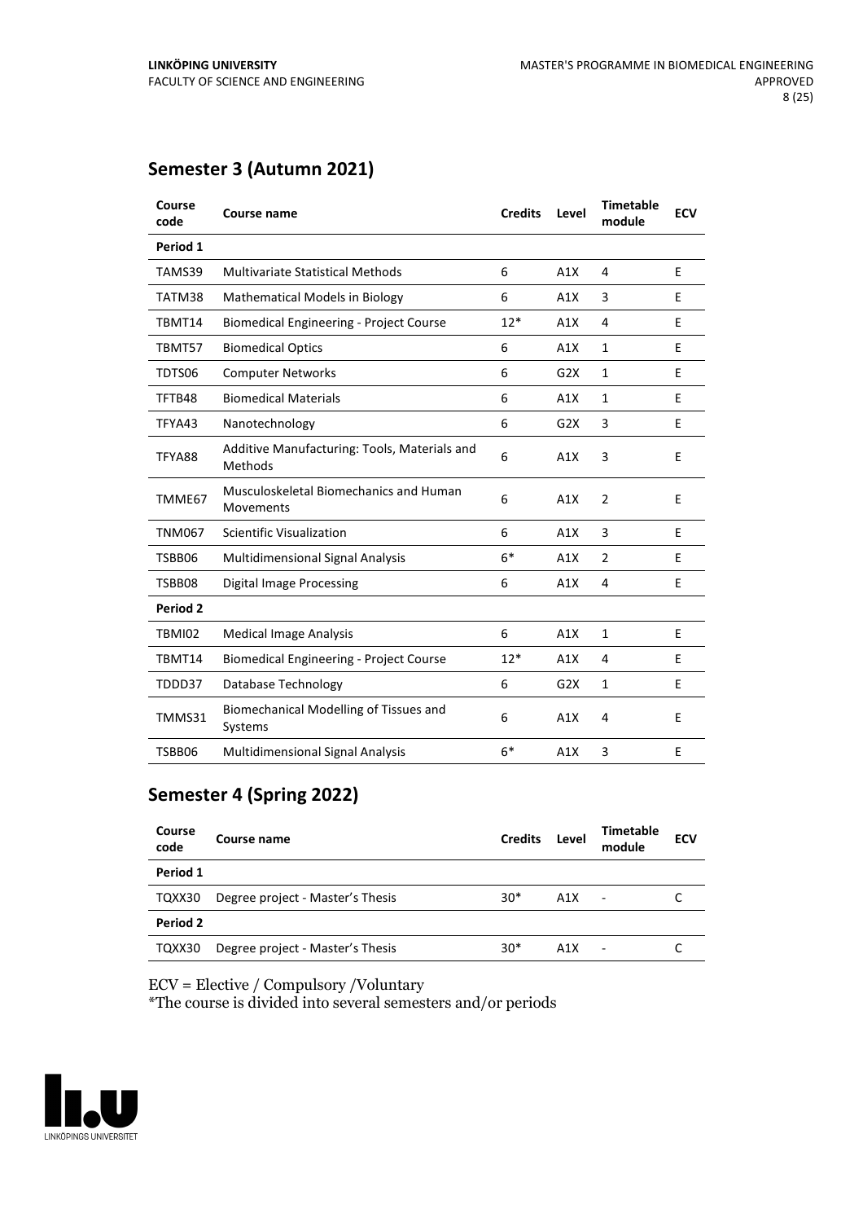## Semester 3 (Autumn 2021)

| Course code | Course name | Credits | Level | Timetable module | ECV |
|---|---|---|---|---|---|
| **Period 1** | | | | | |
| TAMS39 | Multivariate Statistical Methods | 6 | A1X | 4 | E |
| TATM38 | Mathematical Models in Biology | 6 | A1X | 3 | E |
| TBMT14 | Biomedical Engineering - Project Course | 12* | A1X | 4 | E |
| TBMT57 | Biomedical Optics | 6 | A1X | 1 | E |
| TDTS06 | Computer Networks | 6 | G2X | 1 | E |
| TFTB48 | Biomedical Materials | 6 | A1X | 1 | E |
| TFYA43 | Nanotechnology | 6 | G2X | 3 | E |
| TFYA88 | Additive Manufacturing: Tools, Materials and Methods | 6 | A1X | 3 | E |
| TMME67 | Musculoskeletal Biomechanics and Human Movements | 6 | A1X | 2 | E |
| TNM067 | Scientific Visualization | 6 | A1X | 3 | E |
| TSBB06 | Multidimensional Signal Analysis | 6* | A1X | 2 | E |
| TSBB08 | Digital Image Processing | 6 | A1X | 4 | E |
| **Period 2** | | | | | |
| TBMI02 | Medical Image Analysis | 6 | A1X | 1 | E |
| TBMT14 | Biomedical Engineering - Project Course | 12* | A1X | 4 | E |
| TDDD37 | Database Technology | 6 | G2X | 1 | E |
| TMMS31 | Biomechanical Modelling of Tissues and Systems | 6 | A1X | 4 | E |
| TSBB06 | Multidimensional Signal Analysis | 6* | A1X | 3 | E |

## Semester 4 (Spring 2022)

| Course code | Course name | Credits | Level | Timetable module | ECV |
|---|---|---|---|---|---|
| **Period 1** | | | | | |
| TQXX30 | Degree project - Master's Thesis | 30* | A1X | - | C |
| **Period 2** | | | | | |
| TQXX30 | Degree project - Master's Thesis | 30* | A1X | - | C |

ECV = Elective / Compulsory /Voluntary
*The course is divided into several semesters and/or periods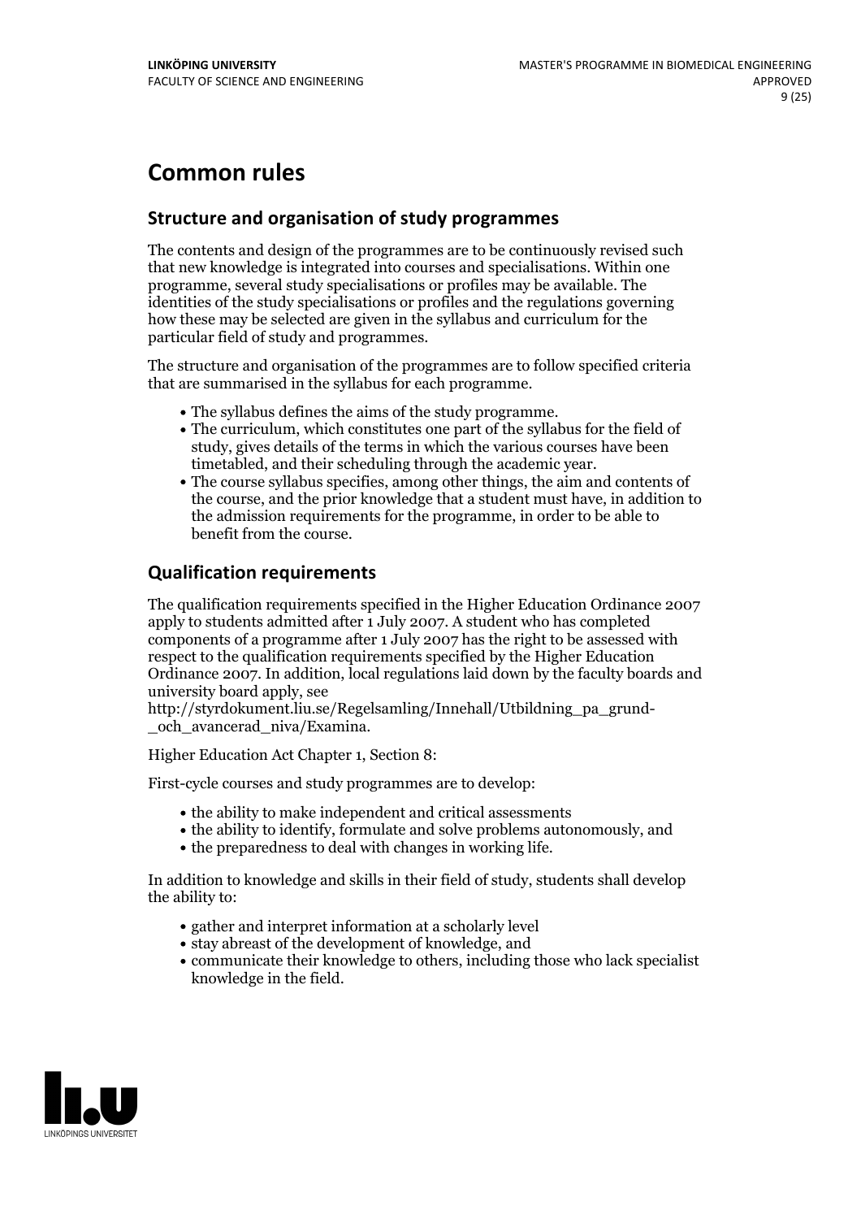# Common rules

## Structure and organisation of study programmes

The contents and design of the programmes are to be continuously revised such that new knowledge is integrated into courses and specialisations. Within one programme, several study specialisations or profiles may be available. The identities of the study specialisations or profiles and the regulations governing how these may be selected are given in the syllabus and curriculum for the particular field of study and programmes.

The structure and organisation of the programmes are to follow specified criteria that are summarised in the syllabus for each programme.

- The syllabus defines the aims of the study programme.
- The curriculum, which constitutes one part of the syllabus for the field of study, gives details of the terms in which the various courses have been timetabled, and their scheduling through the academic year.
- The course syllabus specifies, among other things, the aim and contents of the course, and the prior knowledge that a student must have, in addition to the admission requirements for the programme, in order to be able to benefit from the course.

## Qualification requirements

The qualification requirements specified in the Higher Education Ordinance 2007 apply to students admitted after 1 July 2007. A student who has completed components of a programme after 1 July 2007 has the right to be assessed with respect to the qualification requirements specified by the Higher Education Ordinance 2007. In addition, local regulations laid down by the faculty boards and university board apply, see http://styrdokument.liu.se/Regelsamling/Innehall/Utbildning_pa_grund-_och_avancerad_niva/Examina.

Higher Education Act Chapter 1, Section 8:

First-cycle courses and study programmes are to develop:

- the ability to make independent and critical assessments
- the ability to identify, formulate and solve problems autonomously, and
- the preparedness to deal with changes in working life.

In addition to knowledge and skills in their field of study, students shall develop the ability to:

- gather and interpret information at a scholarly level
- stay abreast of the development of knowledge, and
- communicate their knowledge to others, including those who lack specialist knowledge in the field.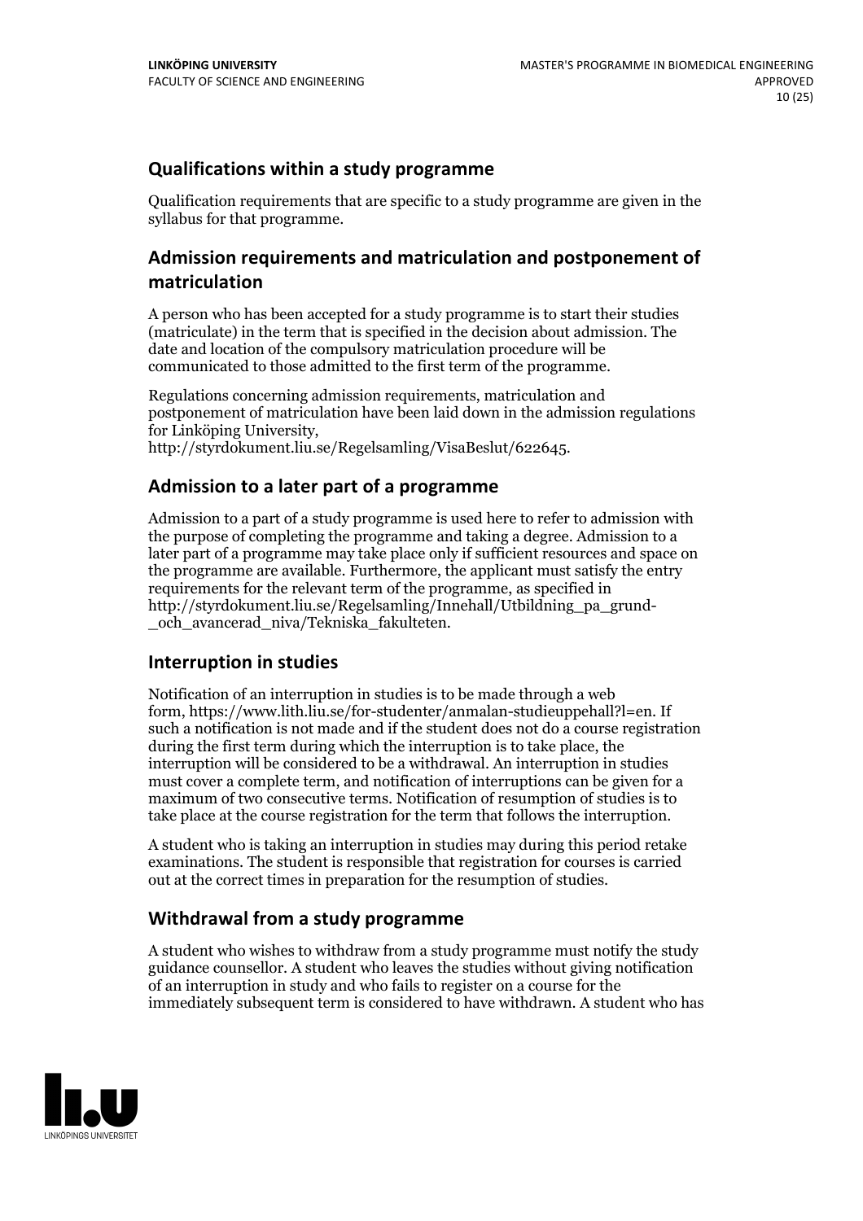## Qualifications within a study programme

Qualification requirements that are specific to a study programme are given in the syllabus for that programme.

## Admission requirements and matriculation and postponement of matriculation

A person who has been accepted for a study programme is to start their studies (matriculate) in the term that is specified in the decision about admission. The date and location of the compulsory matriculation procedure will be communicated to those admitted to the first term of the programme.

Regulations concerning admission requirements, matriculation and postponement of matriculation have been laid down in the admission regulations for Linköping University, http://styrdokument.liu.se/Regelsamling/VisaBeslut/622645.

## Admission to a later part of a programme

Admission to a part of a study programme is used here to refer to admission with the purpose of completing the programme and taking a degree. Admission to a later part of a programme may take place only if sufficient resources and space on the programme are available. Furthermore, the applicant must satisfy the entry requirements for the relevant term of the programme, as specified in http://styrdokument.liu.se/Regelsamling/Innehall/Utbildning_pa_grund-_och_avancerad_niva/Tekniska_fakulteten.

## Interruption in studies

Notification of an interruption in studies is to be made through a web form, https://www.lith.liu.se/for-studenter/anmalan-studieuppehall?l=en. If such a notification is not made and if the student does not do a course registration during the first term during which the interruption is to take place, the interruption will be considered to be a withdrawal. An interruption in studies must cover a complete term, and notification of interruptions can be given for a maximum of two consecutive terms. Notification of resumption of studies is to take place at the course registration for the term that follows the interruption.

A student who is taking an interruption in studies may during this period retake examinations. The student is responsible that registration for courses is carried out at the correct times in preparation for the resumption of studies.

## Withdrawal from a study programme

A student who wishes to withdraw from a study programme must notify the study guidance counsellor. A student who leaves the studies without giving notification of an interruption in study and who fails to register on a course for the immediately subsequent term is considered to have withdrawn. A student who has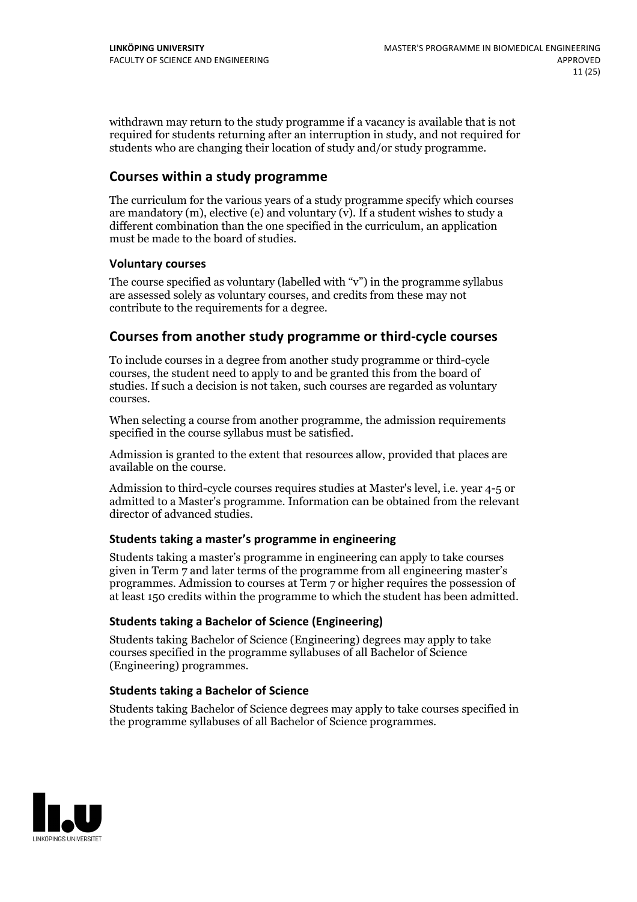withdrawn may return to the study programme if a vacancy is available that is not required for students returning after an interruption in study, and not required for students who are changing their location of study and/or study programme.

## Courses within a study programme

The curriculum for the various years of a study programme specify which courses are mandatory (m), elective (e) and voluntary (v). If a student wishes to study a different combination than the one specified in the curriculum, an application must be made to the board of studies.

### Voluntary courses

The course specified as voluntary (labelled with "v") in the programme syllabus are assessed solely as voluntary courses, and credits from these may not contribute to the requirements for a degree.

## Courses from another study programme or third-cycle courses

To include courses in a degree from another study programme or third-cycle courses, the student need to apply to and be granted this from the board of studies. If such a decision is not taken, such courses are regarded as voluntary courses.

When selecting a course from another programme, the admission requirements specified in the course syllabus must be satisfied.

Admission is granted to the extent that resources allow, provided that places are available on the course.

Admission to third-cycle courses requires studies at Master's level, i.e. year 4-5 or admitted to a Master's programme. Information can be obtained from the relevant director of advanced studies.

### Students taking a master's programme in engineering

Students taking a master's programme in engineering can apply to take courses given in Term 7 and later terms of the programme from all engineering master's programmes. Admission to courses at Term 7 or higher requires the possession of at least 150 credits within the programme to which the student has been admitted.

### Students taking a Bachelor of Science (Engineering)

Students taking Bachelor of Science (Engineering) degrees may apply to take courses specified in the programme syllabuses of all Bachelor of Science (Engineering) programmes.

### Students taking a Bachelor of Science

Students taking Bachelor of Science degrees may apply to take courses specified in the programme syllabuses of all Bachelor of Science programmes.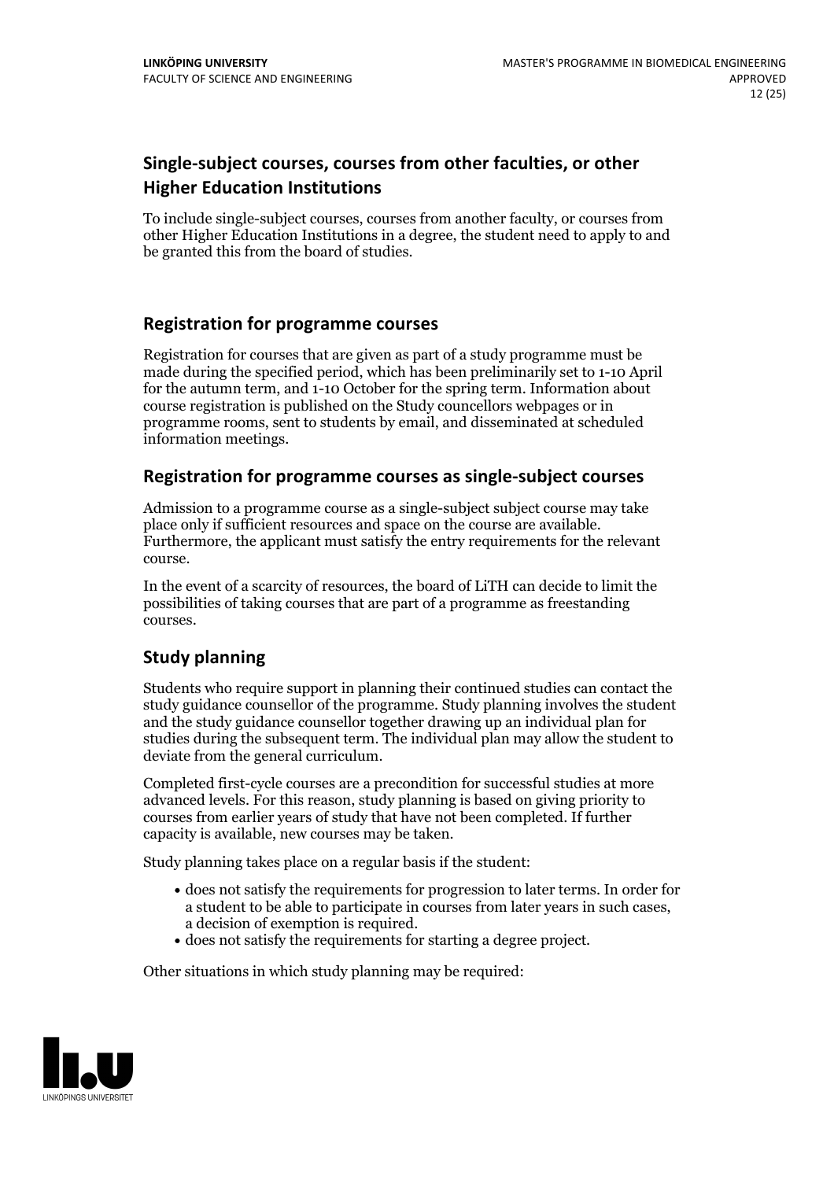## Single-subject courses, courses from other faculties, or other Higher Education Institutions

To include single-subject courses, courses from another faculty, or courses from other Higher Education Institutions in a degree, the student need to apply to and be granted this from the board of studies.

## Registration for programme courses

Registration for courses that are given as part of a study programme must be made during the specified period, which has been preliminarily set to 1-10 April for the autumn term, and 1-10 October for the spring term. Information about course registration is published on the Study councellors webpages or in programme rooms, sent to students by email, and disseminated at scheduled information meetings.

## Registration for programme courses as single-subject courses

Admission to a programme course as a single-subject subject course may take place only if sufficient resources and space on the course are available. Furthermore, the applicant must satisfy the entry requirements for the relevant course.

In the event of a scarcity of resources, the board of LiTH can decide to limit the possibilities of taking courses that are part of a programme as freestanding courses.

## Study planning

Students who require support in planning their continued studies can contact the study guidance counsellor of the programme. Study planning involves the student and the study guidance counsellor together drawing up an individual plan for studies during the subsequent term. The individual plan may allow the student to deviate from the general curriculum.

Completed first-cycle courses are a precondition for successful studies at more advanced levels. For this reason, study planning is based on giving priority to courses from earlier years of study that have not been completed. If further capacity is available, new courses may be taken.

Study planning takes place on a regular basis if the student:

- does not satisfy the requirements for progression to later terms. In order for a student to be able to participate in courses from later years in such cases, a decision of exemption is required.
- does not satisfy the requirements for starting a degree project.

Other situations in which study planning may be required: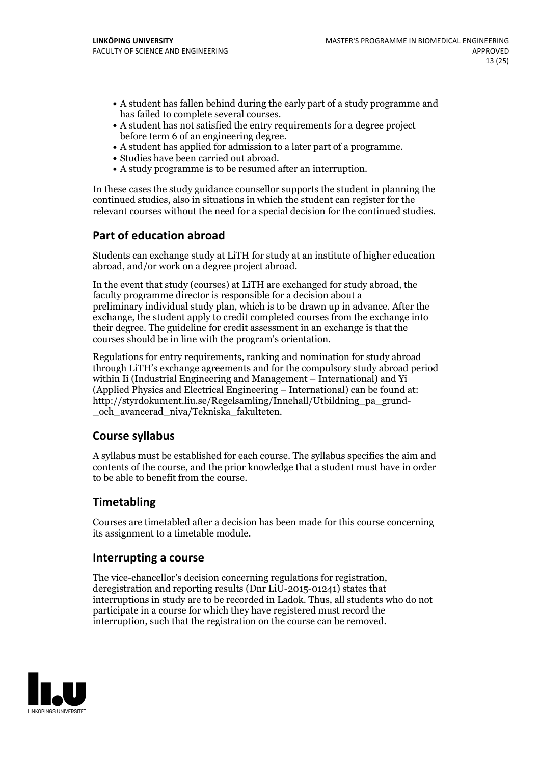- A student has fallen behind during the early part of a study programme and has failed to complete several courses.
- A student has not satisfied the entry requirements for a degree project before term 6 of an engineering degree.
- A student has applied for admission to a later part of a programme.
- Studies have been carried out abroad.
- A study programme is to be resumed after an interruption.

In these cases the study guidance counsellor supports the student in planning the continued studies, also in situations in which the student can register for the relevant courses without the need for a special decision for the continued studies.

## Part of education abroad

Students can exchange study at LiTH for study at an institute of higher education abroad, and/or work on a degree project abroad.

In the event that study (courses) at LiTH are exchanged for study abroad, the faculty programme director is responsible for a decision about a preliminary individual study plan, which is to be drawn up in advance. After the exchange, the student apply to credit completed courses from the exchange into their degree. The guideline for credit assessment in an exchange is that the courses should be in line with the program's orientation.

Regulations for entry requirements, ranking and nomination for study abroad through LiTH's exchange agreements and for the compulsory study abroad period within Ii (Industrial Engineering and Management – International) and Yi (Applied Physics and Electrical Engineering – International) can be found at: http://styrdokument.liu.se/Regelsamling/Innehall/Utbildning_pa_grund-_och_avancerad_niva/Tekniska_fakulteten.

## Course syllabus

A syllabus must be established for each course. The syllabus specifies the aim and contents of the course, and the prior knowledge that a student must have in order to be able to benefit from the course.

## Timetabling

Courses are timetabled after a decision has been made for this course concerning its assignment to a timetable module.

## Interrupting a course

The vice-chancellor's decision concerning regulations for registration, deregistration and reporting results (Dnr LiU-2015-01241) states that interruptions in study are to be recorded in Ladok. Thus, all students who do not participate in a course for which they have registered must record the interruption, such that the registration on the course can be removed.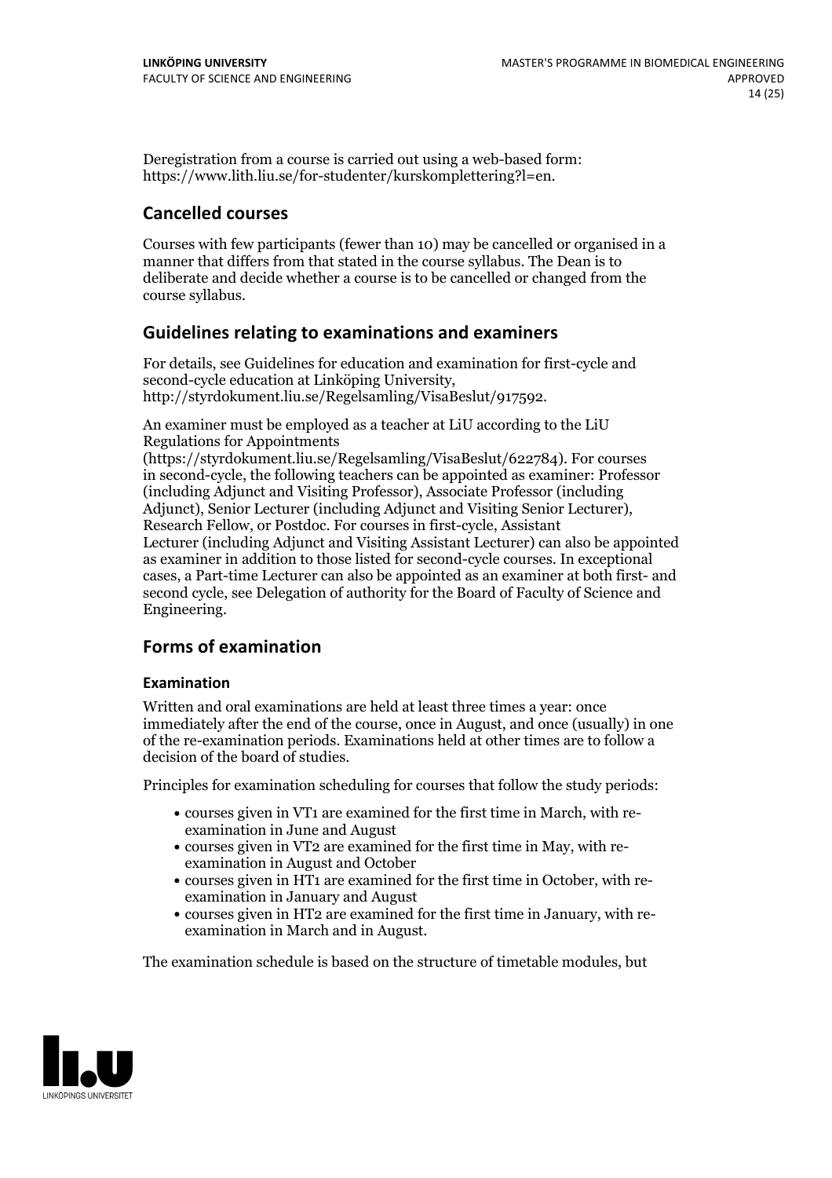Deregistration from a course is carried out using a web-based form: https://www.lith.liu.se/for-studenter/kurskomplettering?l=en.

## Cancelled courses

Courses with few participants (fewer than 10) may be cancelled or organised in a manner that differs from that stated in the course syllabus. The Dean is to deliberate and decide whether a course is to be cancelled or changed from the course syllabus.

## Guidelines relating to examinations and examiners

For details, see Guidelines for education and examination for first-cycle and second-cycle education at Linköping University, http://styrdokument.liu.se/Regelsamling/VisaBeslut/917592.

An examiner must be employed as a teacher at LiU according to the LiU Regulations for Appointments (https://styrdokument.liu.se/Regelsamling/VisaBeslut/622784). For courses in second-cycle, the following teachers can be appointed as examiner: Professor (including Adjunct and Visiting Professor), Associate Professor (including Adjunct), Senior Lecturer (including Adjunct and Visiting Senior Lecturer), Research Fellow, or Postdoc. For courses in first-cycle, Assistant Lecturer (including Adjunct and Visiting Assistant Lecturer) can also be appointed as examiner in addition to those listed for second-cycle courses. In exceptional cases, a Part-time Lecturer can also be appointed as an examiner at both first- and second cycle, see Delegation of authority for the Board of Faculty of Science and Engineering.

## Forms of examination

### Examination

Written and oral examinations are held at least three times a year: once immediately after the end of the course, once in August, and once (usually) in one of the re-examination periods. Examinations held at other times are to follow a decision of the board of studies.

Principles for examination scheduling for courses that follow the study periods:

- courses given in VT1 are examined for the first time in March, with re-examination in June and August
- courses given in VT2 are examined for the first time in May, with re-examination in August and October
- courses given in HT1 are examined for the first time in October, with re-examination in January and August
- courses given in HT2 are examined for the first time in January, with re-examination in March and in August.

The examination schedule is based on the structure of timetable modules, but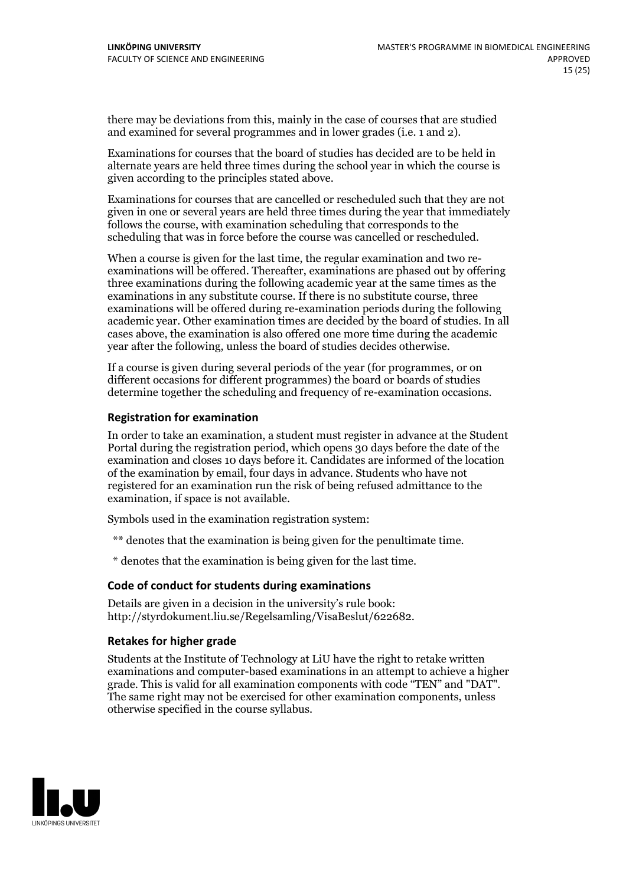there may be deviations from this, mainly in the case of courses that are studied and examined for several programmes and in lower grades (i.e. 1 and 2).

Examinations for courses that the board of studies has decided are to be held in alternate years are held three times during the school year in which the course is given according to the principles stated above.

Examinations for courses that are cancelled or rescheduled such that they are not given in one or several years are held three times during the year that immediately follows the course, with examination scheduling that corresponds to the scheduling that was in force before the course was cancelled or rescheduled.

When a course is given for the last time, the regular examination and two re-examinations will be offered. Thereafter, examinations are phased out by offering three examinations during the following academic year at the same times as the examinations in any substitute course. If there is no substitute course, three examinations will be offered during re-examination periods during the following academic year. Other examination times are decided by the board of studies. In all cases above, the examination is also offered one more time during the academic year after the following, unless the board of studies decides otherwise.

If a course is given during several periods of the year (for programmes, or on different occasions for different programmes) the board or boards of studies determine together the scheduling and frequency of re-examination occasions.

### Registration for examination

In order to take an examination, a student must register in advance at the Student Portal during the registration period, which opens 30 days before the date of the examination and closes 10 days before it. Candidates are informed of the location of the examination by email, four days in advance. Students who have not registered for an examination run the risk of being refused admittance to the examination, if space is not available.

Symbols used in the examination registration system:

** denotes that the examination is being given for the penultimate time.

* denotes that the examination is being given for the last time.

### Code of conduct for students during examinations

Details are given in a decision in the university's rule book: http://styrdokument.liu.se/Regelsamling/VisaBeslut/622682.

### Retakes for higher grade

Students at the Institute of Technology at LiU have the right to retake written examinations and computer-based examinations in an attempt to achieve a higher grade. This is valid for all examination components with code "TEN" and "DAT". The same right may not be exercised for other examination components, unless otherwise specified in the course syllabus.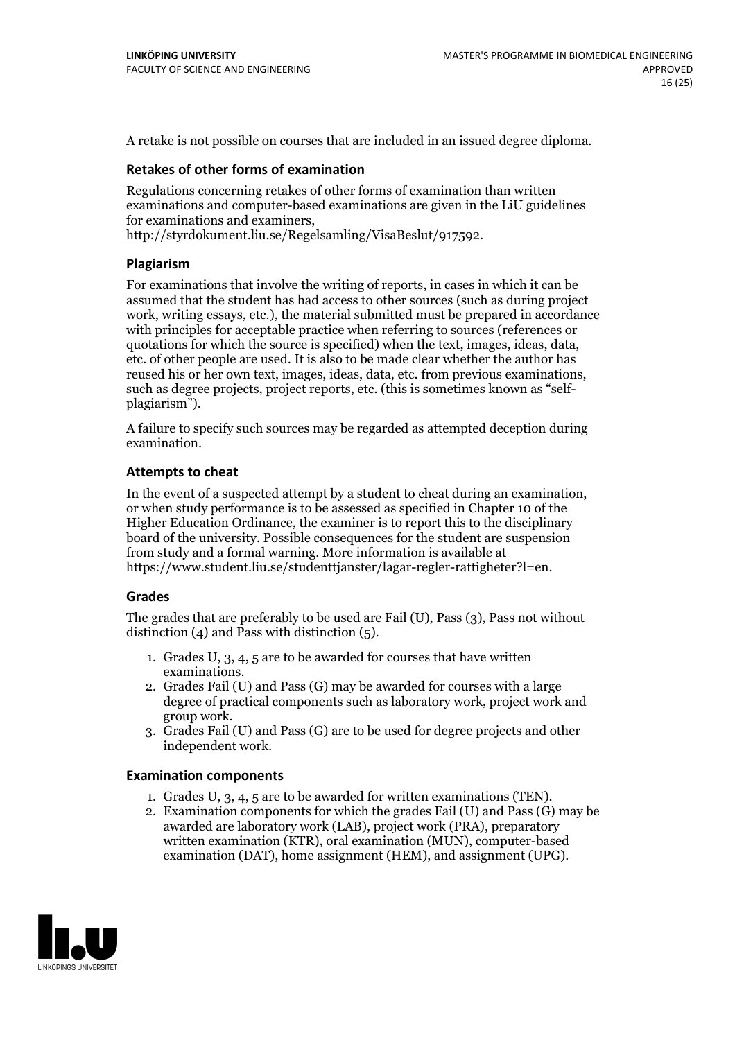A retake is not possible on courses that are included in an issued degree diploma.

### Retakes of other forms of examination

Regulations concerning retakes of other forms of examination than written examinations and computer-based examinations are given in the LiU guidelines for examinations and examiners, http://styrdokument.liu.se/Regelsamling/VisaBeslut/917592.

### Plagiarism

For examinations that involve the writing of reports, in cases in which it can be assumed that the student has had access to other sources (such as during project work, writing essays, etc.), the material submitted must be prepared in accordance with principles for acceptable practice when referring to sources (references or quotations for which the source is specified) when the text, images, ideas, data, etc. of other people are used. It is also to be made clear whether the author has reused his or her own text, images, ideas, data, etc. from previous examinations, such as degree projects, project reports, etc. (this is sometimes known as "self-plagiarism").

A failure to specify such sources may be regarded as attempted deception during examination.

### Attempts to cheat

In the event of a suspected attempt by a student to cheat during an examination, or when study performance is to be assessed as specified in Chapter 10 of the Higher Education Ordinance, the examiner is to report this to the disciplinary board of the university. Possible consequences for the student are suspension from study and a formal warning. More information is available at https://www.student.liu.se/studenttjanster/lagar-regler-rattigheter?l=en.

### Grades

The grades that are preferably to be used are Fail (U), Pass (3), Pass not without distinction (4) and Pass with distinction (5).

1. Grades U, 3, 4, 5 are to be awarded for courses that have written examinations.
2. Grades Fail (U) and Pass (G) may be awarded for courses with a large degree of practical components such as laboratory work, project work and group work.
3. Grades Fail (U) and Pass (G) are to be used for degree projects and other independent work.

### Examination components

1. Grades U, 3, 4, 5 are to be awarded for written examinations (TEN).
2. Examination components for which the grades Fail (U) and Pass (G) may be awarded are laboratory work (LAB), project work (PRA), preparatory written examination (KTR), oral examination (MUN), computer-based examination (DAT), home assignment (HEM), and assignment (UPG).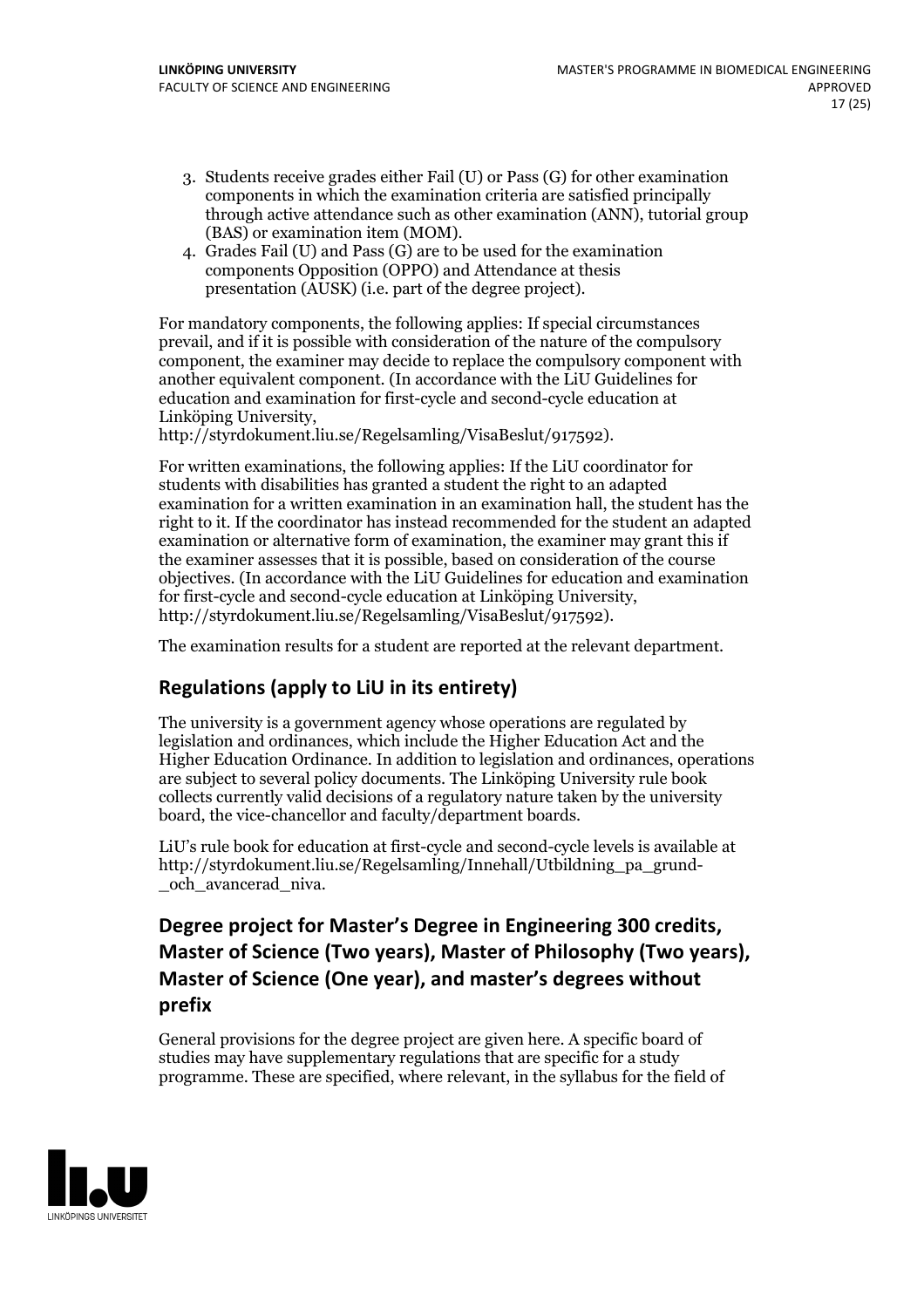3. Students receive grades either Fail (U) or Pass (G) for other examination components in which the examination criteria are satisfied principally through active attendance such as other examination (ANN), tutorial group (BAS) or examination item (MOM).
4. Grades Fail (U) and Pass (G) are to be used for the examination components Opposition (OPPO) and Attendance at thesis presentation (AUSK) (i.e. part of the degree project).

For mandatory components, the following applies: If special circumstances prevail, and if it is possible with consideration of the nature of the compulsory component, the examiner may decide to replace the compulsory component with another equivalent component. (In accordance with the LiU Guidelines for education and examination for first-cycle and second-cycle education at Linköping University, http://styrdokument.liu.se/Regelsamling/VisaBeslut/917592).

For written examinations, the following applies: If the LiU coordinator for students with disabilities has granted a student the right to an adapted examination for a written examination in an examination hall, the student has the right to it. If the coordinator has instead recommended for the student an adapted examination or alternative form of examination, the examiner may grant this if the examiner assesses that it is possible, based on consideration of the course objectives. (In accordance with the LiU Guidelines for education and examination for first-cycle and second-cycle education at Linköping University, http://styrdokument.liu.se/Regelsamling/VisaBeslut/917592).

The examination results for a student are reported at the relevant department.

## Regulations (apply to LiU in its entirety)

The university is a government agency whose operations are regulated by legislation and ordinances, which include the Higher Education Act and the Higher Education Ordinance. In addition to legislation and ordinances, operations are subject to several policy documents. The Linköping University rule book collects currently valid decisions of a regulatory nature taken by the university board, the vice-chancellor and faculty/department boards.

LiU's rule book for education at first-cycle and second-cycle levels is available at http://styrdokument.liu.se/Regelsamling/Innehall/Utbildning_pa_grund-_och_avancerad_niva.

## Degree project for Master's Degree in Engineering 300 credits, Master of Science (Two years), Master of Philosophy (Two years), Master of Science (One year), and master's degrees without prefix

General provisions for the degree project are given here. A specific board of studies may have supplementary regulations that are specific for a study programme. These are specified, where relevant, in the syllabus for the field of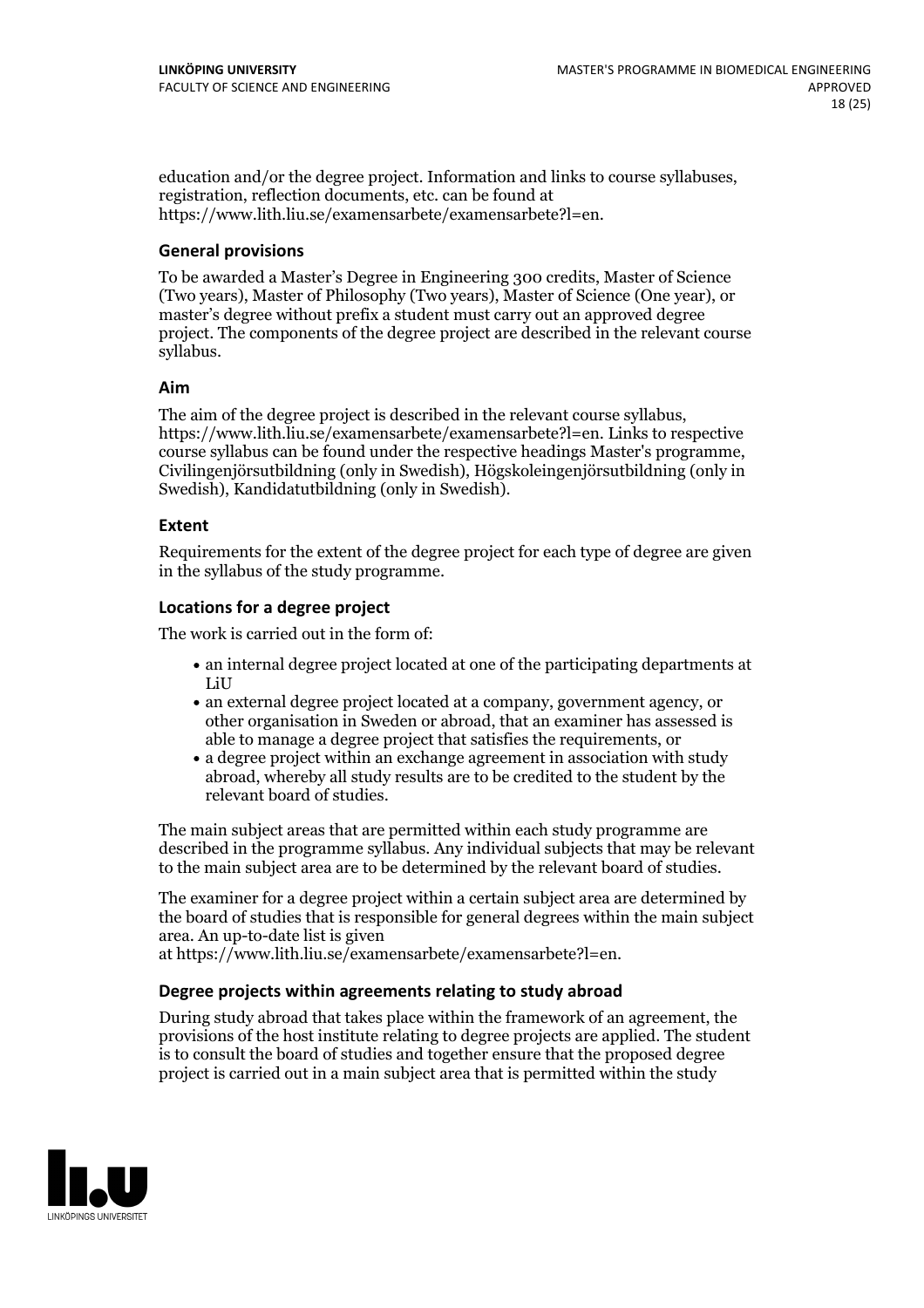education and/or the degree project. Information and links to course syllabuses, registration, reflection documents, etc. can be found at https://www.lith.liu.se/examensarbete/examensarbete?l=en.

### General provisions

To be awarded a Master's Degree in Engineering 300 credits, Master of Science (Two years), Master of Philosophy (Two years), Master of Science (One year), or master's degree without prefix a student must carry out an approved degree project. The components of the degree project are described in the relevant course syllabus.

### Aim

The aim of the degree project is described in the relevant course syllabus, https://www.lith.liu.se/examensarbete/examensarbete?l=en. Links to respective course syllabus can be found under the respective headings Master's programme, Civilingenjörsutbildning (only in Swedish), Högskoleingenjörsutbildning (only in Swedish), Kandidatutbildning (only in Swedish).

### Extent

Requirements for the extent of the degree project for each type of degree are given in the syllabus of the study programme.

### Locations for a degree project

The work is carried out in the form of:

- an internal degree project located at one of the participating departments at LiU
- an external degree project located at a company, government agency, or other organisation in Sweden or abroad, that an examiner has assessed is able to manage a degree project that satisfies the requirements, or
- a degree project within an exchange agreement in association with study abroad, whereby all study results are to be credited to the student by the relevant board of studies.

The main subject areas that are permitted within each study programme are described in the programme syllabus. Any individual subjects that may be relevant to the main subject area are to be determined by the relevant board of studies.

The examiner for a degree project within a certain subject area are determined by the board of studies that is responsible for general degrees within the main subject area. An up-to-date list is given at https://www.lith.liu.se/examensarbete/examensarbete?l=en.

### Degree projects within agreements relating to study abroad

During study abroad that takes place within the framework of an agreement, the provisions of the host institute relating to degree projects are applied. The student is to consult the board of studies and together ensure that the proposed degree project is carried out in a main subject area that is permitted within the study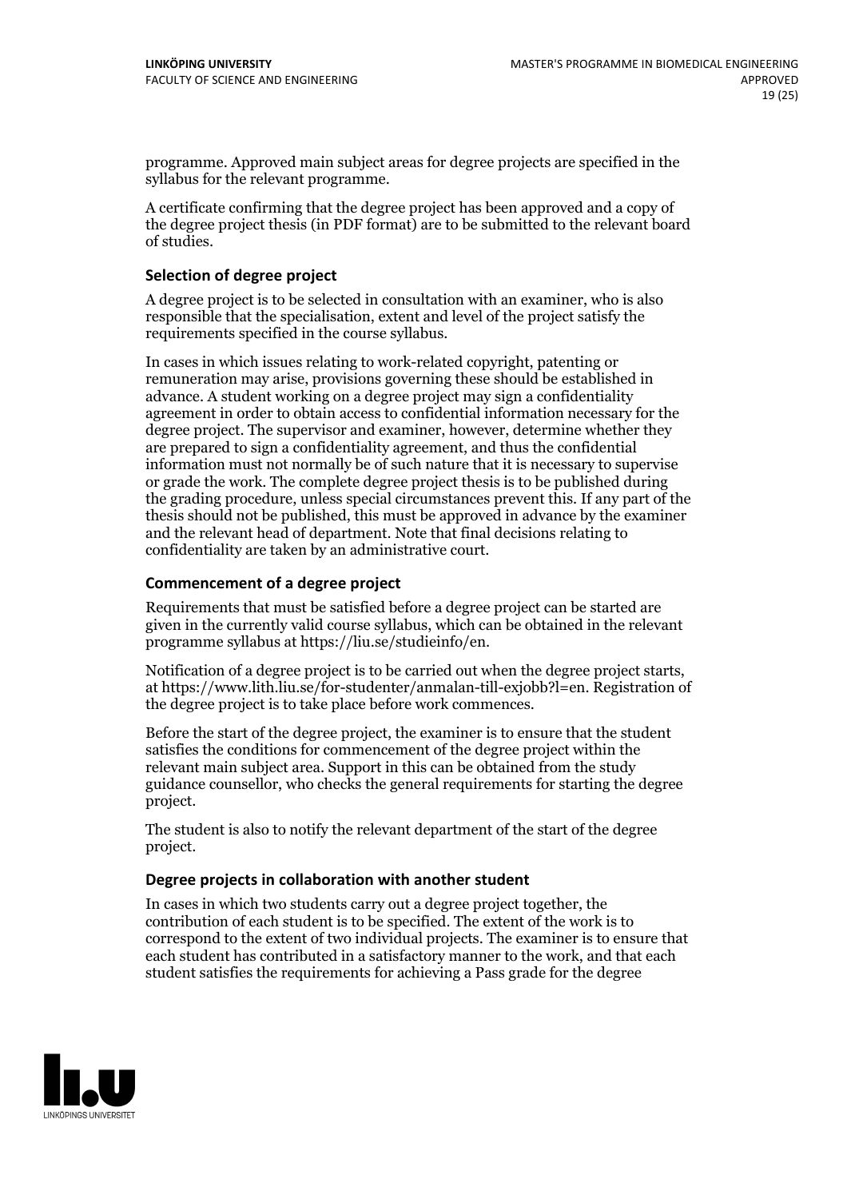programme. Approved main subject areas for degree projects are specified in the syllabus for the relevant programme.

A certificate confirming that the degree project has been approved and a copy of the degree project thesis (in PDF format) are to be submitted to the relevant board of studies.

### Selection of degree project

A degree project is to be selected in consultation with an examiner, who is also responsible that the specialisation, extent and level of the project satisfy the requirements specified in the course syllabus.

In cases in which issues relating to work-related copyright, patenting or remuneration may arise, provisions governing these should be established in advance. A student working on a degree project may sign a confidentiality agreement in order to obtain access to confidential information necessary for the degree project. The supervisor and examiner, however, determine whether they are prepared to sign a confidentiality agreement, and thus the confidential information must not normally be of such nature that it is necessary to supervise or grade the work. The complete degree project thesis is to be published during the grading procedure, unless special circumstances prevent this. If any part of the thesis should not be published, this must be approved in advance by the examiner and the relevant head of department. Note that final decisions relating to confidentiality are taken by an administrative court.

### Commencement of a degree project

Requirements that must be satisfied before a degree project can be started are given in the currently valid course syllabus, which can be obtained in the relevant programme syllabus at https://liu.se/studieinfo/en.

Notification of a degree project is to be carried out when the degree project starts, at https://www.lith.liu.se/for-studenter/anmalan-till-exjobb?l=en. Registration of the degree project is to take place before work commences.

Before the start of the degree project, the examiner is to ensure that the student satisfies the conditions for commencement of the degree project within the relevant main subject area. Support in this can be obtained from the study guidance counsellor, who checks the general requirements for starting the degree project.

The student is also to notify the relevant department of the start of the degree project.

### Degree projects in collaboration with another student

In cases in which two students carry out a degree project together, the contribution of each student is to be specified. The extent of the work is to correspond to the extent of two individual projects. The examiner is to ensure that each student has contributed in a satisfactory manner to the work, and that each student satisfies the requirements for achieving a Pass grade for the degree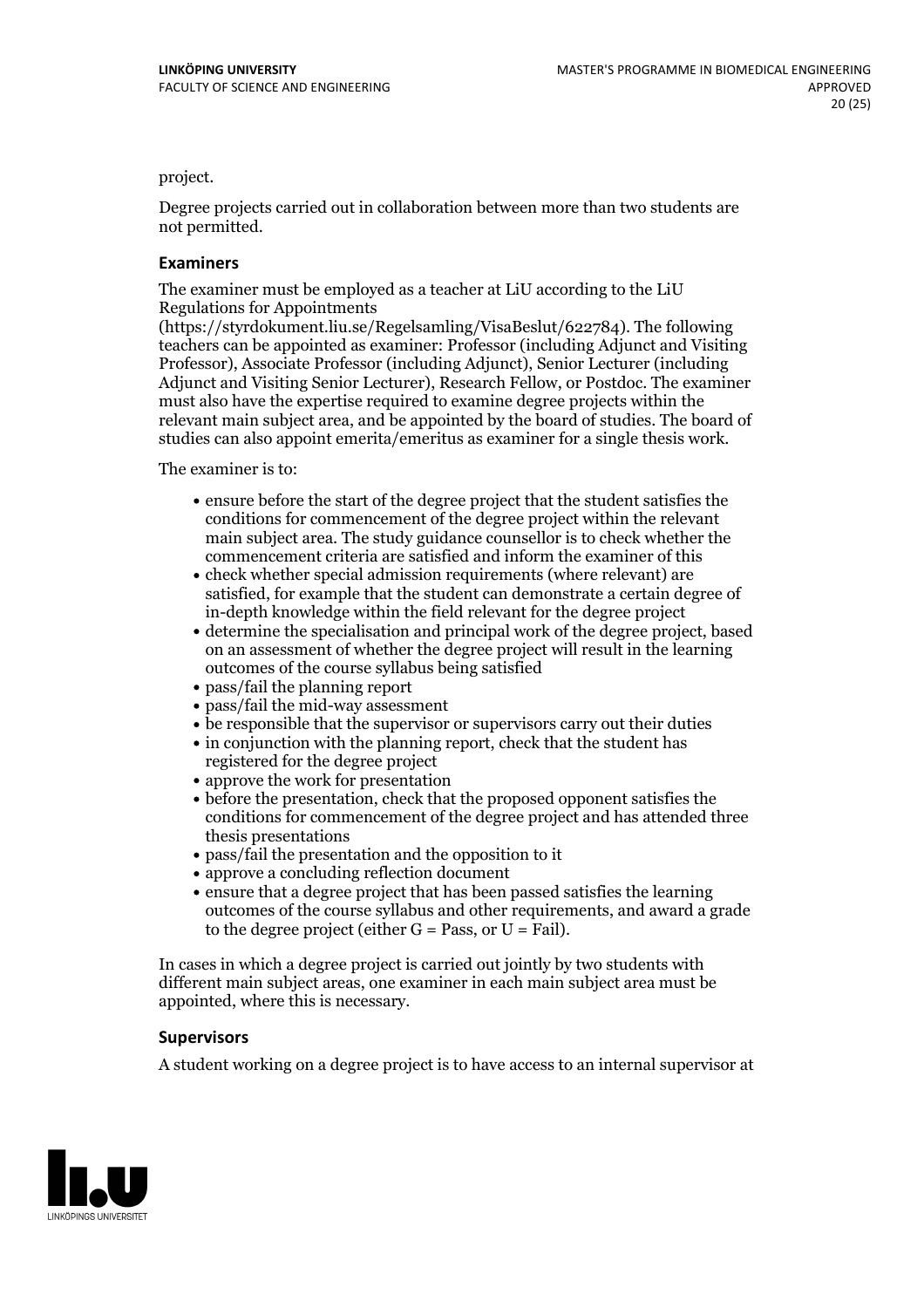project.

Degree projects carried out in collaboration between more than two students are not permitted.

### Examiners

The examiner must be employed as a teacher at LiU according to the LiU Regulations for Appointments (https://styrdokument.liu.se/Regelsamling/VisaBeslut/622784). The following teachers can be appointed as examiner: Professor (including Adjunct and Visiting Professor), Associate Professor (including Adjunct), Senior Lecturer (including Adjunct and Visiting Senior Lecturer), Research Fellow, or Postdoc. The examiner must also have the expertise required to examine degree projects within the relevant main subject area, and be appointed by the board of studies. The board of studies can also appoint emerita/emeritus as examiner for a single thesis work.

The examiner is to:

- ensure before the start of the degree project that the student satisfies the conditions for commencement of the degree project within the relevant main subject area. The study guidance counsellor is to check whether the commencement criteria are satisfied and inform the examiner of this
- check whether special admission requirements (where relevant) are satisfied, for example that the student can demonstrate a certain degree of in-depth knowledge within the field relevant for the degree project
- determine the specialisation and principal work of the degree project, based on an assessment of whether the degree project will result in the learning outcomes of the course syllabus being satisfied
- pass/fail the planning report
- pass/fail the mid-way assessment
- be responsible that the supervisor or supervisors carry out their duties
- in conjunction with the planning report, check that the student has registered for the degree project
- approve the work for presentation
- before the presentation, check that the proposed opponent satisfies the conditions for commencement of the degree project and has attended three thesis presentations
- pass/fail the presentation and the opposition to it
- approve a concluding reflection document
- ensure that a degree project that has been passed satisfies the learning outcomes of the course syllabus and other requirements, and award a grade to the degree project (either G = Pass, or U = Fail).

In cases in which a degree project is carried out jointly by two students with different main subject areas, one examiner in each main subject area must be appointed, where this is necessary.

### Supervisors

A student working on a degree project is to have access to an internal supervisor at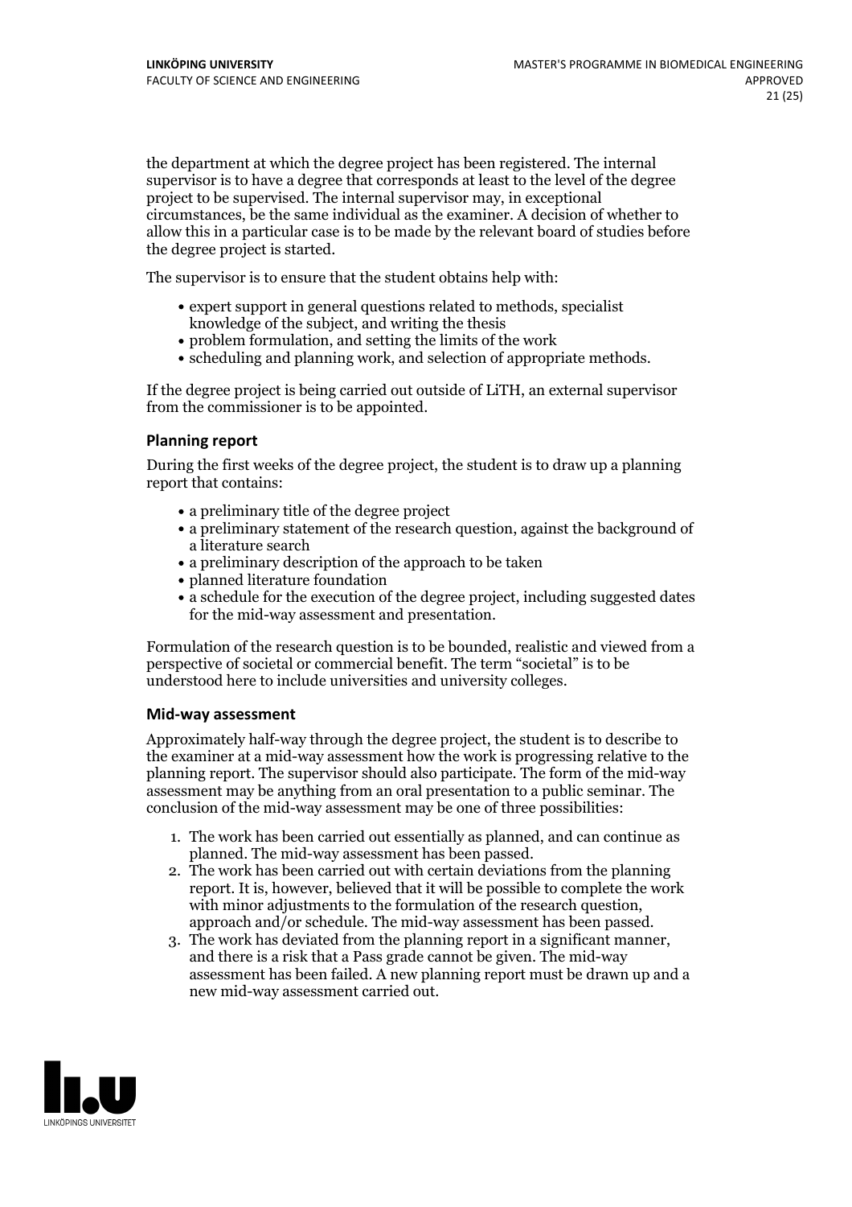the department at which the degree project has been registered. The internal supervisor is to have a degree that corresponds at least to the level of the degree project to be supervised. The internal supervisor may, in exceptional circumstances, be the same individual as the examiner. A decision of whether to allow this in a particular case is to be made by the relevant board of studies before the degree project is started.

The supervisor is to ensure that the student obtains help with:

- expert support in general questions related to methods, specialist knowledge of the subject, and writing the thesis
- problem formulation, and setting the limits of the work
- scheduling and planning work, and selection of appropriate methods.

If the degree project is being carried out outside of LiTH, an external supervisor from the commissioner is to be appointed.

### Planning report

During the first weeks of the degree project, the student is to draw up a planning report that contains:

- a preliminary title of the degree project
- a preliminary statement of the research question, against the background of a literature search
- a preliminary description of the approach to be taken
- planned literature foundation
- a schedule for the execution of the degree project, including suggested dates for the mid-way assessment and presentation.

Formulation of the research question is to be bounded, realistic and viewed from a perspective of societal or commercial benefit. The term "societal" is to be understood here to include universities and university colleges.

### Mid-way assessment

Approximately half-way through the degree project, the student is to describe to the examiner at a mid-way assessment how the work is progressing relative to the planning report. The supervisor should also participate. The form of the mid-way assessment may be anything from an oral presentation to a public seminar. The conclusion of the mid-way assessment may be one of three possibilities:

1. The work has been carried out essentially as planned, and can continue as planned. The mid-way assessment has been passed.
2. The work has been carried out with certain deviations from the planning report. It is, however, believed that it will be possible to complete the work with minor adjustments to the formulation of the research question, approach and/or schedule. The mid-way assessment has been passed.
3. The work has deviated from the planning report in a significant manner, and there is a risk that a Pass grade cannot be given. The mid-way assessment has been failed. A new planning report must be drawn up and a new mid-way assessment carried out.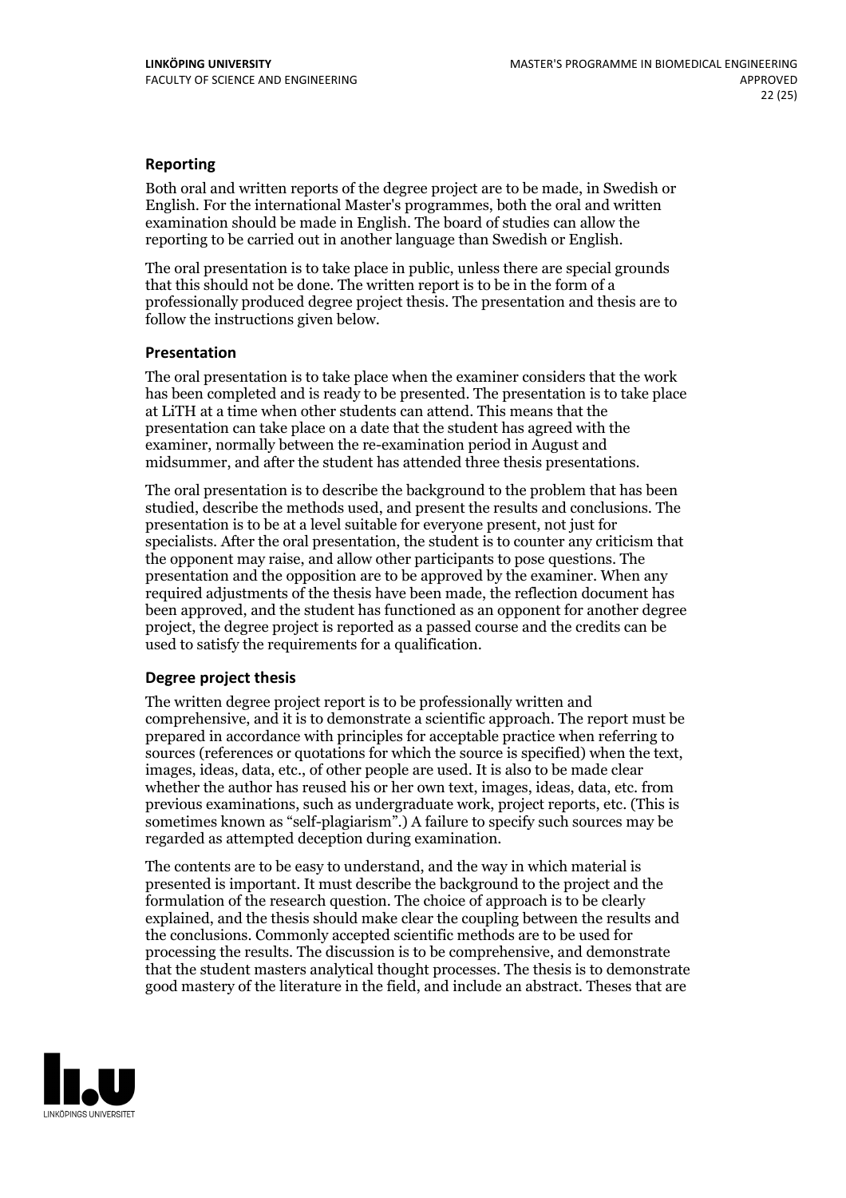### Reporting

Both oral and written reports of the degree project are to be made, in Swedish or English. For the international Master's programmes, both the oral and written examination should be made in English. The board of studies can allow the reporting to be carried out in another language than Swedish or English.

The oral presentation is to take place in public, unless there are special grounds that this should not be done. The written report is to be in the form of a professionally produced degree project thesis. The presentation and thesis are to follow the instructions given below.

### Presentation

The oral presentation is to take place when the examiner considers that the work has been completed and is ready to be presented. The presentation is to take place at LiTH at a time when other students can attend. This means that the presentation can take place on a date that the student has agreed with the examiner, normally between the re-examination period in August and midsummer, and after the student has attended three thesis presentations.

The oral presentation is to describe the background to the problem that has been studied, describe the methods used, and present the results and conclusions. The presentation is to be at a level suitable for everyone present, not just for specialists. After the oral presentation, the student is to counter any criticism that the opponent may raise, and allow other participants to pose questions. The presentation and the opposition are to be approved by the examiner. When any required adjustments of the thesis have been made, the reflection document has been approved, and the student has functioned as an opponent for another degree project, the degree project is reported as a passed course and the credits can be used to satisfy the requirements for a qualification.

### Degree project thesis

The written degree project report is to be professionally written and comprehensive, and it is to demonstrate a scientific approach. The report must be prepared in accordance with principles for acceptable practice when referring to sources (references or quotations for which the source is specified) when the text, images, ideas, data, etc., of other people are used. It is also to be made clear whether the author has reused his or her own text, images, ideas, data, etc. from previous examinations, such as undergraduate work, project reports, etc. (This is sometimes known as "self-plagiarism".) A failure to specify such sources may be regarded as attempted deception during examination.

The contents are to be easy to understand, and the way in which material is presented is important. It must describe the background to the project and the formulation of the research question. The choice of approach is to be clearly explained, and the thesis should make clear the coupling between the results and the conclusions. Commonly accepted scientific methods are to be used for processing the results. The discussion is to be comprehensive, and demonstrate that the student masters analytical thought processes. The thesis is to demonstrate good mastery of the literature in the field, and include an abstract. Theses that are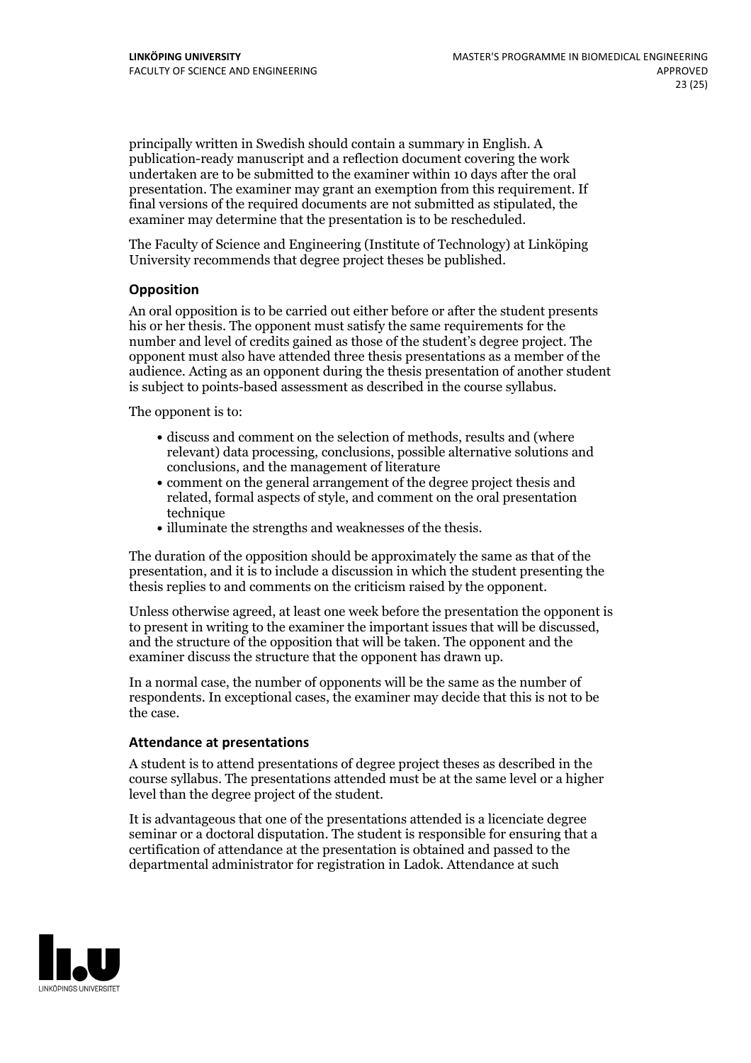principally written in Swedish should contain a summary in English. A publication-ready manuscript and a reflection document covering the work undertaken are to be submitted to the examiner within 10 days after the oral presentation. The examiner may grant an exemption from this requirement. If final versions of the required documents are not submitted as stipulated, the examiner may determine that the presentation is to be rescheduled.

The Faculty of Science and Engineering (Institute of Technology) at Linköping University recommends that degree project theses be published.

### Opposition

An oral opposition is to be carried out either before or after the student presents his or her thesis. The opponent must satisfy the same requirements for the number and level of credits gained as those of the student's degree project. The opponent must also have attended three thesis presentations as a member of the audience. Acting as an opponent during the thesis presentation of another student is subject to points-based assessment as described in the course syllabus.

The opponent is to:

- discuss and comment on the selection of methods, results and (where relevant) data processing, conclusions, possible alternative solutions and conclusions, and the management of literature
- comment on the general arrangement of the degree project thesis and related, formal aspects of style, and comment on the oral presentation technique
- illuminate the strengths and weaknesses of the thesis.

The duration of the opposition should be approximately the same as that of the presentation, and it is to include a discussion in which the student presenting the thesis replies to and comments on the criticism raised by the opponent.

Unless otherwise agreed, at least one week before the presentation the opponent is to present in writing to the examiner the important issues that will be discussed, and the structure of the opposition that will be taken. The opponent and the examiner discuss the structure that the opponent has drawn up.

In a normal case, the number of opponents will be the same as the number of respondents. In exceptional cases, the examiner may decide that this is not to be the case.

### Attendance at presentations

A student is to attend presentations of degree project theses as described in the course syllabus. The presentations attended must be at the same level or a higher level than the degree project of the student.

It is advantageous that one of the presentations attended is a licenciate degree seminar or a doctoral disputation. The student is responsible for ensuring that a certification of attendance at the presentation is obtained and passed to the departmental administrator for registration in Ladok. Attendance at such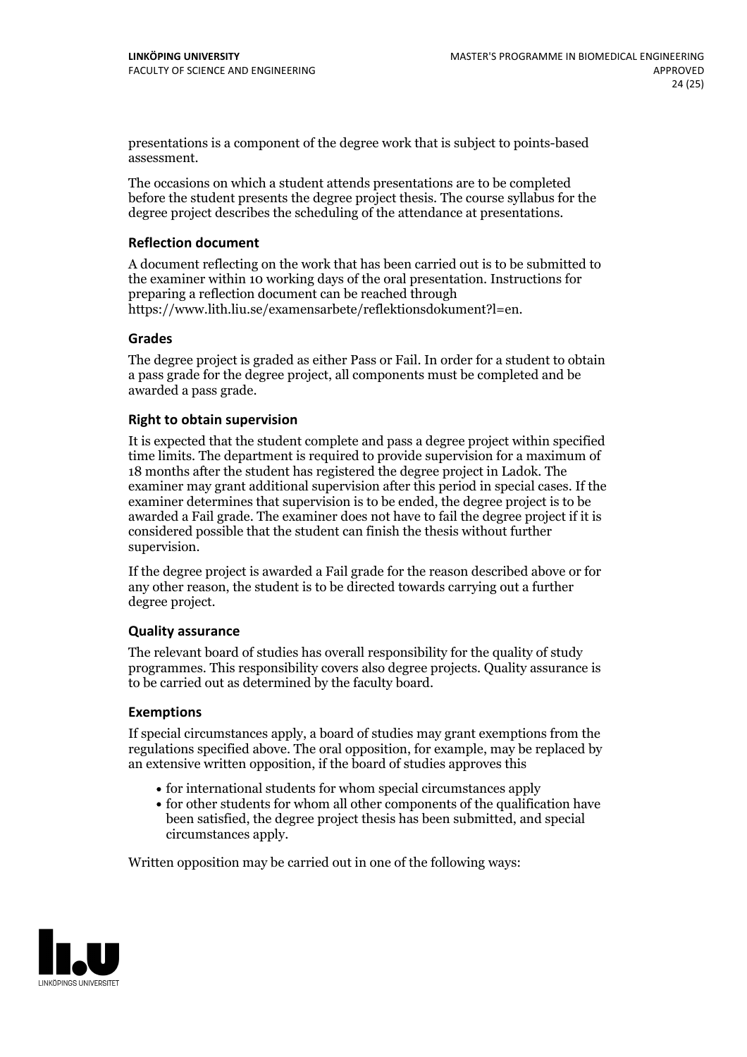presentations is a component of the degree work that is subject to points-based assessment.

The occasions on which a student attends presentations are to be completed before the student presents the degree project thesis. The course syllabus for the degree project describes the scheduling of the attendance at presentations.

### Reflection document

A document reflecting on the work that has been carried out is to be submitted to the examiner within 10 working days of the oral presentation. Instructions for preparing a reflection document can be reached through https://www.lith.liu.se/examensarbete/reflektionsdokument?l=en.

### Grades

The degree project is graded as either Pass or Fail. In order for a student to obtain a pass grade for the degree project, all components must be completed and be awarded a pass grade.

### Right to obtain supervision

It is expected that the student complete and pass a degree project within specified time limits. The department is required to provide supervision for a maximum of 18 months after the student has registered the degree project in Ladok. The examiner may grant additional supervision after this period in special cases. If the examiner determines that supervision is to be ended, the degree project is to be awarded a Fail grade. The examiner does not have to fail the degree project if it is considered possible that the student can finish the thesis without further supervision.

If the degree project is awarded a Fail grade for the reason described above or for any other reason, the student is to be directed towards carrying out a further degree project.

### Quality assurance

The relevant board of studies has overall responsibility for the quality of study programmes. This responsibility covers also degree projects. Quality assurance is to be carried out as determined by the faculty board.

### Exemptions

If special circumstances apply, a board of studies may grant exemptions from the regulations specified above. The oral opposition, for example, may be replaced by an extensive written opposition, if the board of studies approves this

- for international students for whom special circumstances apply
- for other students for whom all other components of the qualification have been satisfied, the degree project thesis has been submitted, and special circumstances apply.

Written opposition may be carried out in one of the following ways: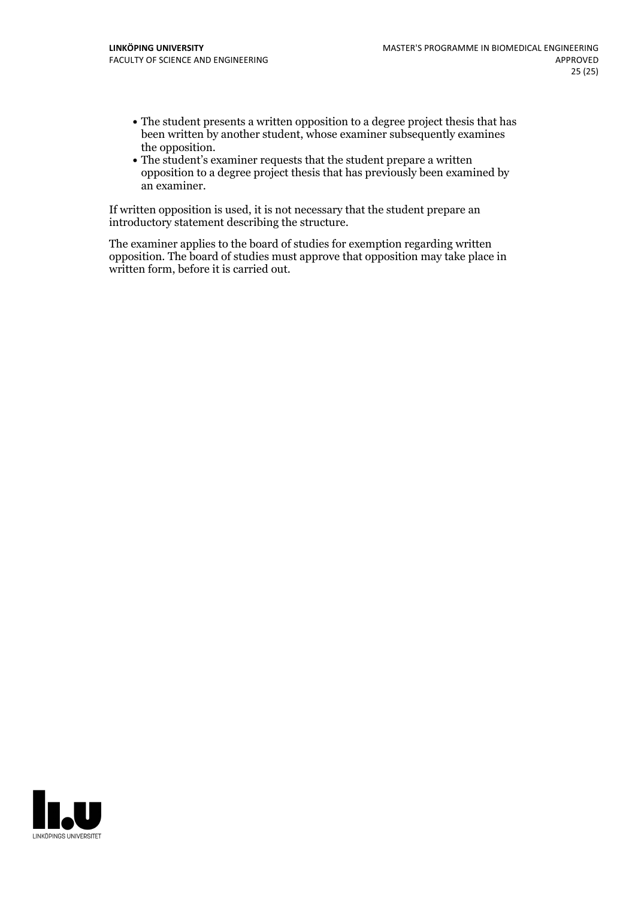- The student presents a written opposition to a degree project thesis that has been written by another student, whose examiner subsequently examines the opposition.
- The student's examiner requests that the student prepare a written opposition to a degree project thesis that has previously been examined by an examiner.

If written opposition is used, it is not necessary that the student prepare an introductory statement describing the structure.

The examiner applies to the board of studies for exemption regarding written opposition. The board of studies must approve that opposition may take place in written form, before it is carried out.